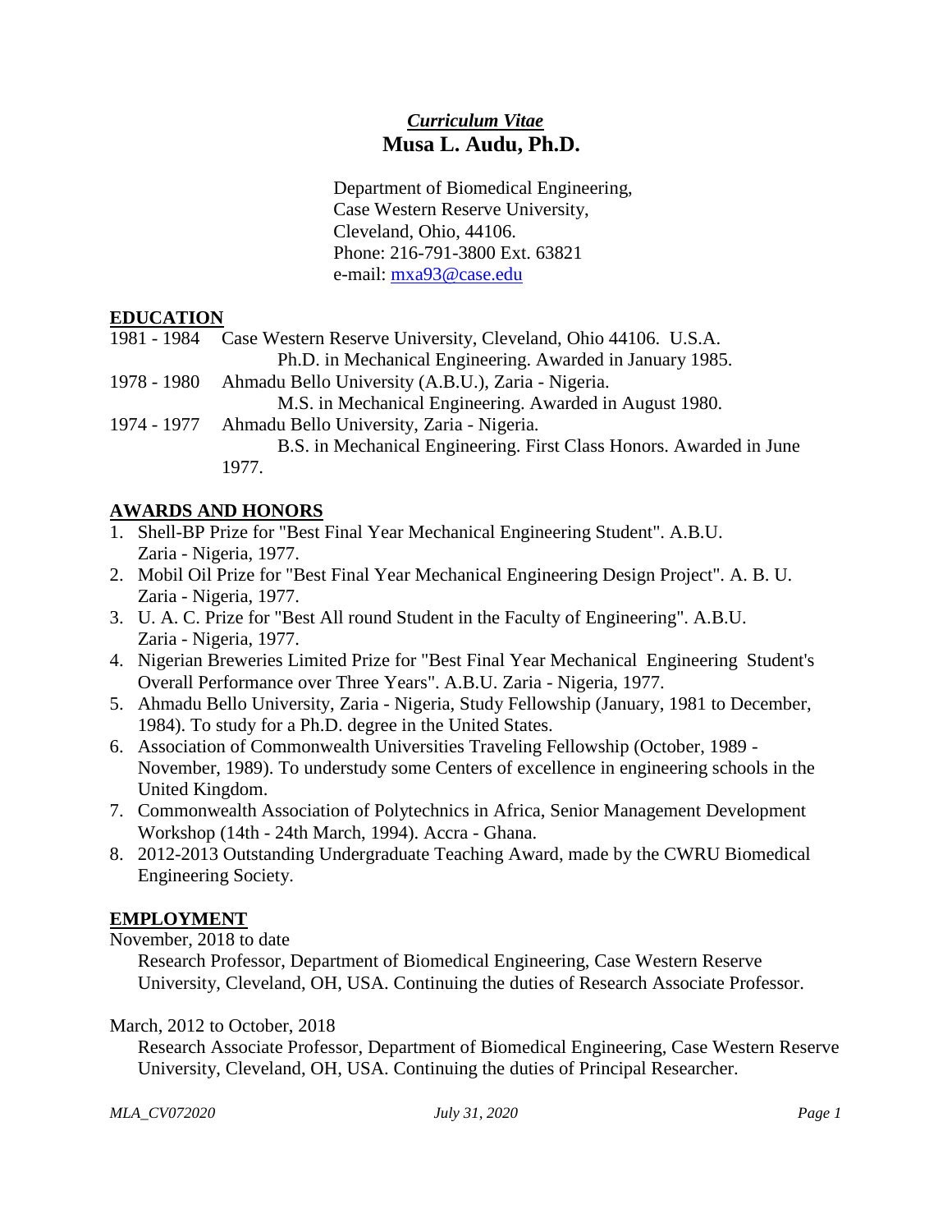*Curriculum Vitae*

# Musa L. Audu, Ph.D.

Department of Biomedical Engineering,
Case Western Reserve University,
Cleveland, Ohio, 44106.
Phone: 216-791-3800 Ext. 63821
e-mail: mxa93@case.edu

## EDUCATION

1981 - 1984 Case Western Reserve University, Cleveland, Ohio 44106. U.S.A.
Ph.D. in Mechanical Engineering. Awarded in January 1985.

1978 - 1980 Ahmadu Bello University (A.B.U.), Zaria - Nigeria.
M.S. in Mechanical Engineering. Awarded in August 1980.

1974 - 1977 Ahmadu Bello University, Zaria - Nigeria.
B.S. in Mechanical Engineering. First Class Honors. Awarded in June 1977.

## AWARDS AND HONORS

1. Shell-BP Prize for "Best Final Year Mechanical Engineering Student". A.B.U. Zaria - Nigeria, 1977.
2. Mobil Oil Prize for "Best Final Year Mechanical Engineering Design Project". A. B. U. Zaria - Nigeria, 1977.
3. U. A. C. Prize for "Best All round Student in the Faculty of Engineering". A.B.U. Zaria - Nigeria, 1977.
4. Nigerian Breweries Limited Prize for "Best Final Year Mechanical Engineering Student's Overall Performance over Three Years". A.B.U. Zaria - Nigeria, 1977.
5. Ahmadu Bello University, Zaria - Nigeria, Study Fellowship (January, 1981 to December, 1984). To study for a Ph.D. degree in the United States.
6. Association of Commonwealth Universities Traveling Fellowship (October, 1989 - November, 1989). To understudy some Centers of excellence in engineering schools in the United Kingdom.
7. Commonwealth Association of Polytechnics in Africa, Senior Management Development Workshop (14th - 24th March, 1994). Accra - Ghana.
8. 2012-2013 Outstanding Undergraduate Teaching Award, made by the CWRU Biomedical Engineering Society.

## EMPLOYMENT

November, 2018 to date

Research Professor, Department of Biomedical Engineering, Case Western Reserve University, Cleveland, OH, USA. Continuing the duties of Research Associate Professor.

March, 2012 to October, 2018

Research Associate Professor, Department of Biomedical Engineering, Case Western Reserve University, Cleveland, OH, USA. Continuing the duties of Principal Researcher.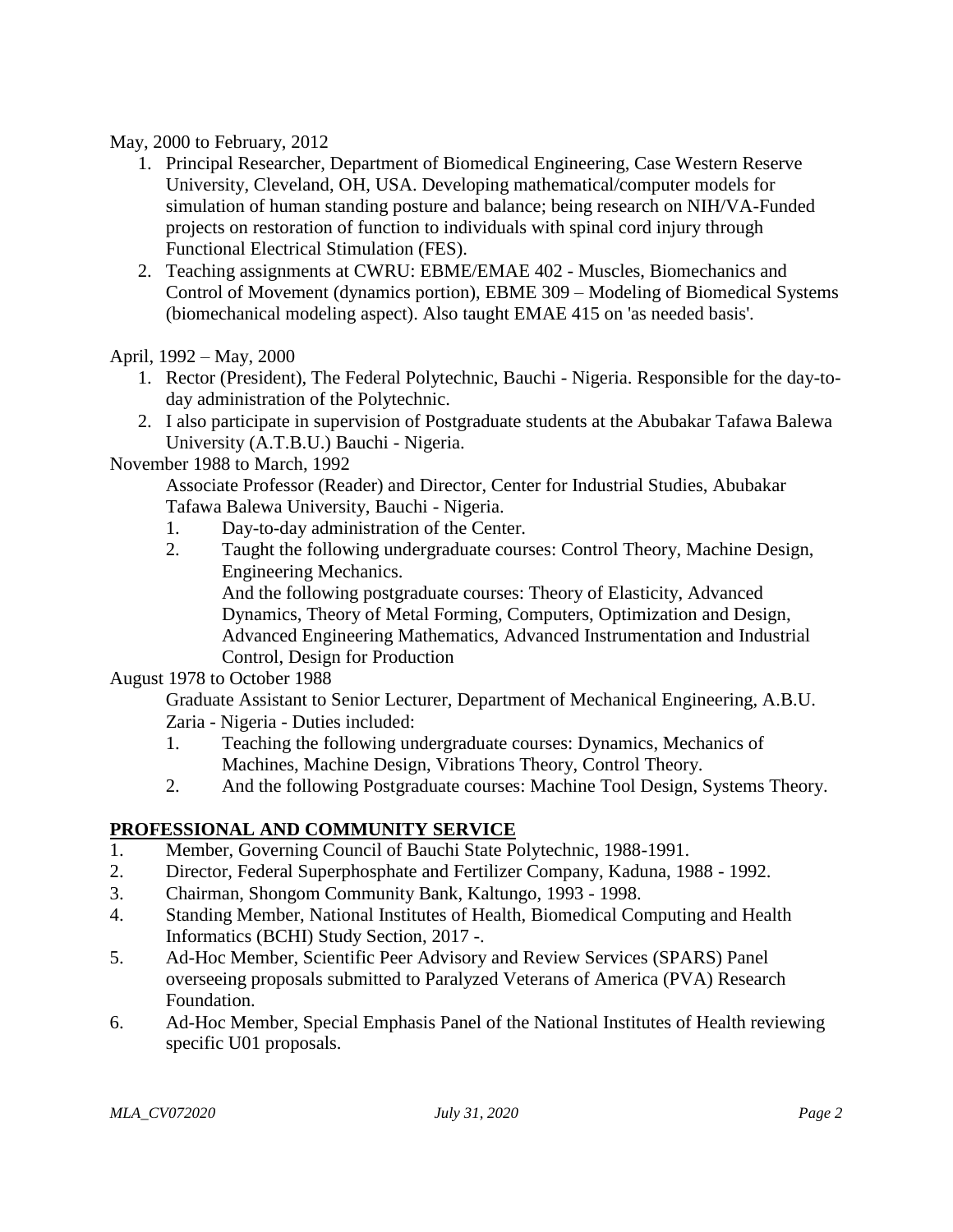May, 2000 to February, 2012

1. Principal Researcher, Department of Biomedical Engineering, Case Western Reserve University, Cleveland, OH, USA. Developing mathematical/computer models for simulation of human standing posture and balance; being research on NIH/VA-Funded projects on restoration of function to individuals with spinal cord injury through Functional Electrical Stimulation (FES).
2. Teaching assignments at CWRU: EBME/EMAE 402 - Muscles, Biomechanics and Control of Movement (dynamics portion), EBME 309 – Modeling of Biomedical Systems (biomechanical modeling aspect). Also taught EMAE 415 on 'as needed basis'.

April, 1992 – May, 2000

1. Rector (President), The Federal Polytechnic, Bauchi - Nigeria. Responsible for the day-to-day administration of the Polytechnic.
2. I also participate in supervision of Postgraduate students at the Abubakar Tafawa Balewa University (A.T.B.U.) Bauchi - Nigeria.

November 1988 to March, 1992

Associate Professor (Reader) and Director, Center for Industrial Studies, Abubakar Tafawa Balewa University, Bauchi - Nigeria.

1. Day-to-day administration of the Center.
2. Taught the following undergraduate courses: Control Theory, Machine Design, Engineering Mechanics.
   And the following postgraduate courses: Theory of Elasticity, Advanced Dynamics, Theory of Metal Forming, Computers, Optimization and Design, Advanced Engineering Mathematics, Advanced Instrumentation and Industrial Control, Design for Production

August 1978 to October 1988

Graduate Assistant to Senior Lecturer, Department of Mechanical Engineering, A.B.U. Zaria - Nigeria - Duties included:

1. Teaching the following undergraduate courses: Dynamics, Mechanics of Machines, Machine Design, Vibrations Theory, Control Theory.
2. And the following Postgraduate courses: Machine Tool Design, Systems Theory.

## PROFESSIONAL AND COMMUNITY SERVICE

1. Member, Governing Council of Bauchi State Polytechnic, 1988-1991.
2. Director, Federal Superphosphate and Fertilizer Company, Kaduna, 1988 - 1992.
3. Chairman, Shongom Community Bank, Kaltungo, 1993 - 1998.
4. Standing Member, National Institutes of Health, Biomedical Computing and Health Informatics (BCHI) Study Section, 2017 -.
5. Ad-Hoc Member, Scientific Peer Advisory and Review Services (SPARS) Panel overseeing proposals submitted to Paralyzed Veterans of America (PVA) Research Foundation.
6. Ad-Hoc Member, Special Emphasis Panel of the National Institutes of Health reviewing specific U01 proposals.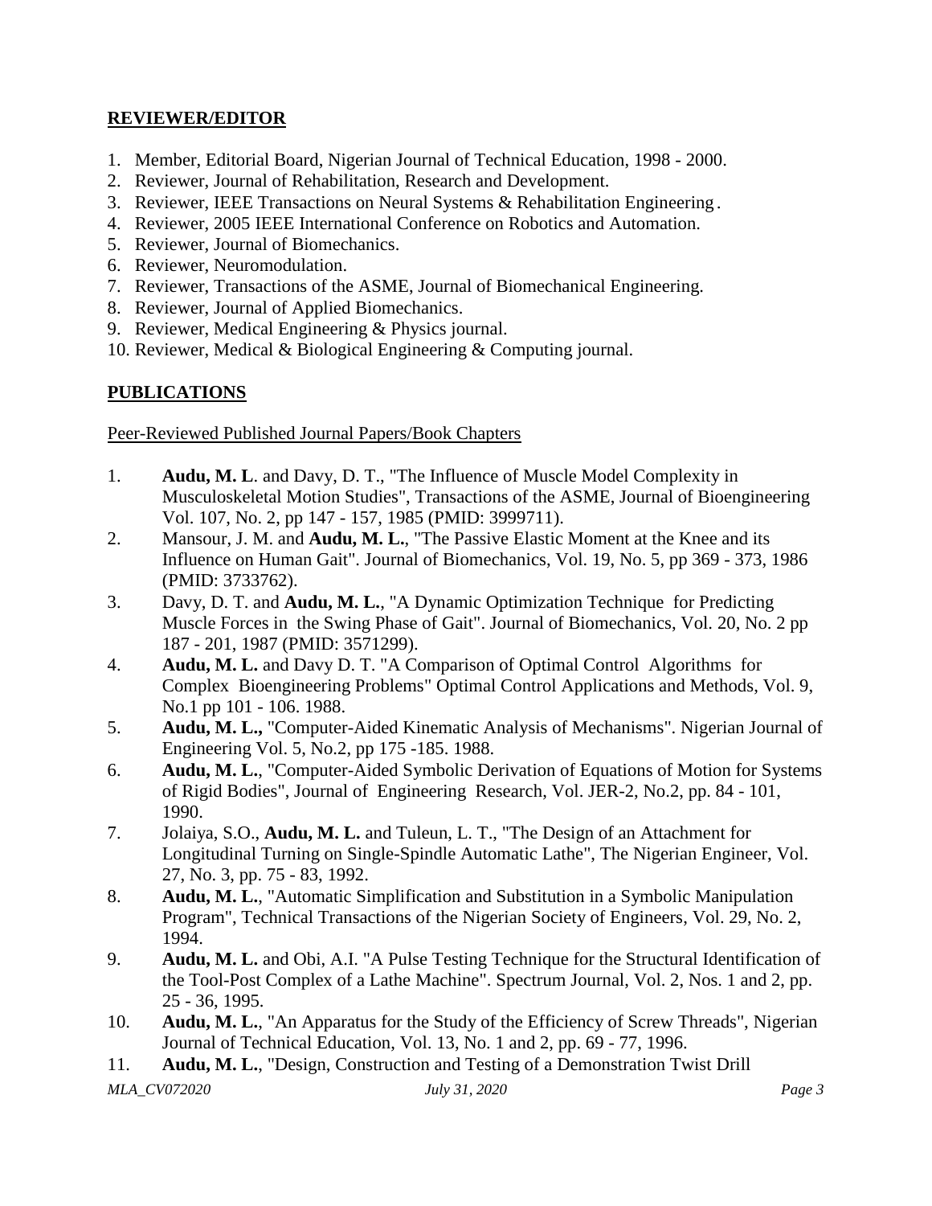## **REVIEWER/EDITOR**

1. Member, Editorial Board, Nigerian Journal of Technical Education, 1998 - 2000.
2. Reviewer, Journal of Rehabilitation, Research and Development.
3. Reviewer, IEEE Transactions on Neural Systems & Rehabilitation Engineering.
4. Reviewer, 2005 IEEE International Conference on Robotics and Automation.
5. Reviewer, Journal of Biomechanics.
6. Reviewer, Neuromodulation.
7. Reviewer, Transactions of the ASME, Journal of Biomechanical Engineering.
8. Reviewer, Journal of Applied Biomechanics.
9. Reviewer, Medical Engineering & Physics journal.
10. Reviewer, Medical & Biological Engineering & Computing journal.

## **PUBLICATIONS**

Peer-Reviewed Published Journal Papers/Book Chapters

1. **Audu, M. L**. and Davy, D. T., "The Influence of Muscle Model Complexity in Musculoskeletal Motion Studies", Transactions of the ASME, Journal of Bioengineering Vol. 107, No. 2, pp 147 - 157, 1985 (PMID: 3999711).
2. Mansour, J. M. and **Audu, M. L.**, "The Passive Elastic Moment at the Knee and its Influence on Human Gait". Journal of Biomechanics, Vol. 19, No. 5, pp 369 - 373, 1986 (PMID: 3733762).
3. Davy, D. T. and **Audu, M. L.**, "A Dynamic Optimization Technique for Predicting Muscle Forces in the Swing Phase of Gait". Journal of Biomechanics, Vol. 20, No. 2 pp 187 - 201, 1987 (PMID: 3571299).
4. **Audu, M. L.** and Davy D. T. "A Comparison of Optimal Control Algorithms for Complex Bioengineering Problems" Optimal Control Applications and Methods, Vol. 9, No.1 pp 101 - 106. 1988.
5. **Audu, M. L.,** "Computer-Aided Kinematic Analysis of Mechanisms". Nigerian Journal of Engineering Vol. 5, No.2, pp 175 -185. 1988.
6. **Audu, M. L.**, "Computer-Aided Symbolic Derivation of Equations of Motion for Systems of Rigid Bodies", Journal of Engineering Research, Vol. JER-2, No.2, pp. 84 - 101, 1990.
7. Jolaiya, S.O., **Audu, M. L.** and Tuleun, L. T., "The Design of an Attachment for Longitudinal Turning on Single-Spindle Automatic Lathe", The Nigerian Engineer, Vol. 27, No. 3, pp. 75 - 83, 1992.
8. **Audu, M. L.**, "Automatic Simplification and Substitution in a Symbolic Manipulation Program", Technical Transactions of the Nigerian Society of Engineers, Vol. 29, No. 2, 1994.
9. **Audu, M. L.** and Obi, A.I. "A Pulse Testing Technique for the Structural Identification of the Tool-Post Complex of a Lathe Machine". Spectrum Journal, Vol. 2, Nos. 1 and 2, pp. 25 - 36, 1995.
10. **Audu, M. L.**, "An Apparatus for the Study of the Efficiency of Screw Threads", Nigerian Journal of Technical Education, Vol. 13, No. 1 and 2, pp. 69 - 77, 1996.
11. **Audu, M. L.**, "Design, Construction and Testing of a Demonstration Twist Drill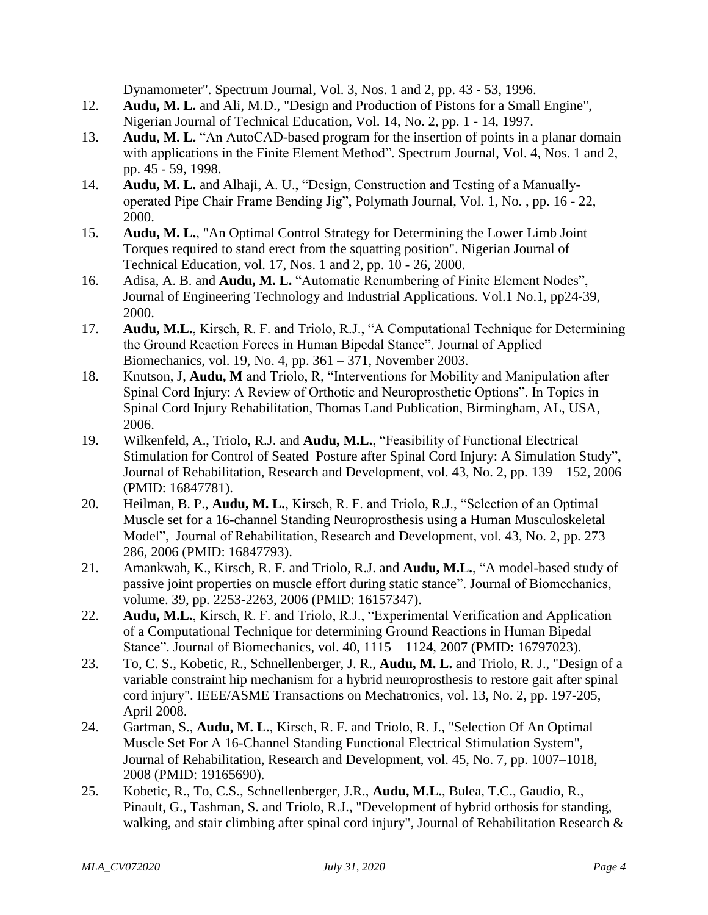Dynamometer". Spectrum Journal, Vol. 3, Nos. 1 and 2, pp. 43 - 53, 1996.

12. **Audu, M. L.** and Ali, M.D., "Design and Production of Pistons for a Small Engine", Nigerian Journal of Technical Education, Vol. 14, No. 2, pp. 1 - 14, 1997.
13. **Audu, M. L.** "An AutoCAD-based program for the insertion of points in a planar domain with applications in the Finite Element Method". Spectrum Journal, Vol. 4, Nos. 1 and 2, pp. 45 - 59, 1998.
14. **Audu, M. L.** and Alhaji, A. U., "Design, Construction and Testing of a Manually-operated Pipe Chair Frame Bending Jig", Polymath Journal, Vol. 1, No. , pp. 16 - 22, 2000.
15. **Audu, M. L.**, "An Optimal Control Strategy for Determining the Lower Limb Joint Torques required to stand erect from the squatting position". Nigerian Journal of Technical Education, vol. 17, Nos. 1 and 2, pp. 10 - 26, 2000.
16. Adisa, A. B. and **Audu, M. L.** "Automatic Renumbering of Finite Element Nodes", Journal of Engineering Technology and Industrial Applications. Vol.1 No.1, pp24-39, 2000.
17. **Audu, M.L.**, Kirsch, R. F. and Triolo, R.J., "A Computational Technique for Determining the Ground Reaction Forces in Human Bipedal Stance". Journal of Applied Biomechanics, vol. 19, No. 4, pp. 361 – 371, November 2003.
18. Knutson, J, **Audu, M** and Triolo, R, "Interventions for Mobility and Manipulation after Spinal Cord Injury: A Review of Orthotic and Neuroprosthetic Options". In Topics in Spinal Cord Injury Rehabilitation, Thomas Land Publication, Birmingham, AL, USA, 2006.
19. Wilkenfeld, A., Triolo, R.J. and **Audu, M.L.**, "Feasibility of Functional Electrical Stimulation for Control of Seated Posture after Spinal Cord Injury: A Simulation Study", Journal of Rehabilitation, Research and Development, vol. 43, No. 2, pp. 139 – 152, 2006 (PMID: 16847781).
20. Heilman, B. P., **Audu, M. L.**, Kirsch, R. F. and Triolo, R.J., "Selection of an Optimal Muscle set for a 16-channel Standing Neuroprosthesis using a Human Musculoskeletal Model", Journal of Rehabilitation, Research and Development, vol. 43, No. 2, pp. 273 – 286, 2006 (PMID: 16847793).
21. Amankwah, K., Kirsch, R. F. and Triolo, R.J. and **Audu, M.L.**, "A model-based study of passive joint properties on muscle effort during static stance". Journal of Biomechanics, volume. 39, pp. 2253-2263, 2006 (PMID: 16157347).
22. **Audu, M.L.**, Kirsch, R. F. and Triolo, R.J., "Experimental Verification and Application of a Computational Technique for determining Ground Reactions in Human Bipedal Stance". Journal of Biomechanics, vol. 40, 1115 – 1124, 2007 (PMID: 16797023).
23. To, C. S., Kobetic, R., Schnellenberger, J. R., **Audu, M. L.** and Triolo, R. J., "Design of a variable constraint hip mechanism for a hybrid neuroprosthesis to restore gait after spinal cord injury". IEEE/ASME Transactions on Mechatronics, vol. 13, No. 2, pp. 197-205, April 2008.
24. Gartman, S., **Audu, M. L.**, Kirsch, R. F. and Triolo, R. J., "Selection Of An Optimal Muscle Set For A 16-Channel Standing Functional Electrical Stimulation System", Journal of Rehabilitation, Research and Development, vol. 45, No. 7, pp. 1007–1018, 2008 (PMID: 19165690).
25. Kobetic, R., To, C.S., Schnellenberger, J.R., **Audu, M.L.**, Bulea, T.C., Gaudio, R., Pinault, G., Tashman, S. and Triolo, R.J., "Development of hybrid orthosis for standing, walking, and stair climbing after spinal cord injury", Journal of Rehabilitation Research &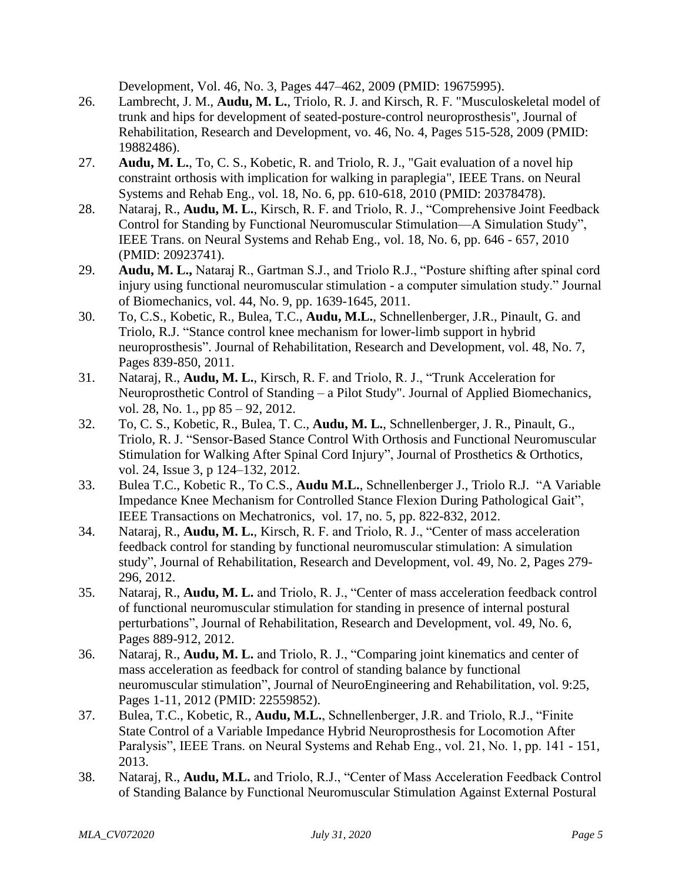Development, Vol. 46, No. 3, Pages 447–462, 2009 (PMID: 19675995).

26. Lambrecht, J. M., **Audu, M. L.**, Triolo, R. J. and Kirsch, R. F. "Musculoskeletal model of trunk and hips for development of seated-posture-control neuroprosthesis", Journal of Rehabilitation, Research and Development, vo. 46, No. 4, Pages 515-528, 2009 (PMID: 19882486).
27. **Audu, M. L.**, To, C. S., Kobetic, R. and Triolo, R. J., "Gait evaluation of a novel hip constraint orthosis with implication for walking in paraplegia", IEEE Trans. on Neural Systems and Rehab Eng., vol. 18, No. 6, pp. 610-618, 2010 (PMID: 20378478).
28. Nataraj, R., **Audu, M. L.**, Kirsch, R. F. and Triolo, R. J., "Comprehensive Joint Feedback Control for Standing by Functional Neuromuscular Stimulation—A Simulation Study", IEEE Trans. on Neural Systems and Rehab Eng., vol. 18, No. 6, pp. 646 - 657, 2010 (PMID: 20923741).
29. **Audu, M. L.,** Nataraj R., Gartman S.J., and Triolo R.J., "Posture shifting after spinal cord injury using functional neuromuscular stimulation - a computer simulation study." Journal of Biomechanics, vol. 44, No. 9, pp. 1639-1645, 2011.
30. To, C.S., Kobetic, R., Bulea, T.C., **Audu, M.L.**, Schnellenberger, J.R., Pinault, G. and Triolo, R.J. "Stance control knee mechanism for lower-limb support in hybrid neuroprosthesis". Journal of Rehabilitation, Research and Development, vol. 48, No. 7, Pages 839-850, 2011.
31. Nataraj, R., **Audu, M. L.**, Kirsch, R. F. and Triolo, R. J., "Trunk Acceleration for Neuroprosthetic Control of Standing – a Pilot Study". Journal of Applied Biomechanics, vol. 28, No. 1., pp 85 – 92, 2012.
32. To, C. S., Kobetic, R., Bulea, T. C., **Audu, M. L.**, Schnellenberger, J. R., Pinault, G., Triolo, R. J. "Sensor-Based Stance Control With Orthosis and Functional Neuromuscular Stimulation for Walking After Spinal Cord Injury", Journal of Prosthetics & Orthotics, vol. 24, Issue 3, p 124–132, 2012.
33. Bulea T.C., Kobetic R., To C.S., **Audu M.L.**, Schnellenberger J., Triolo R.J. "A Variable Impedance Knee Mechanism for Controlled Stance Flexion During Pathological Gait", IEEE Transactions on Mechatronics, vol. 17, no. 5, pp. 822-832, 2012.
34. Nataraj, R., **Audu, M. L.**, Kirsch, R. F. and Triolo, R. J., "Center of mass acceleration feedback control for standing by functional neuromuscular stimulation: A simulation study", Journal of Rehabilitation, Research and Development, vol. 49, No. 2, Pages 279-296, 2012.
35. Nataraj, R., **Audu, M. L.** and Triolo, R. J., "Center of mass acceleration feedback control of functional neuromuscular stimulation for standing in presence of internal postural perturbations", Journal of Rehabilitation, Research and Development, vol. 49, No. 6, Pages 889-912, 2012.
36. Nataraj, R., **Audu, M. L.** and Triolo, R. J., "Comparing joint kinematics and center of mass acceleration as feedback for control of standing balance by functional neuromuscular stimulation", Journal of NeuroEngineering and Rehabilitation, vol. 9:25, Pages 1-11, 2012 (PMID: 22559852).
37. Bulea, T.C., Kobetic, R., **Audu, M.L.**, Schnellenberger, J.R. and Triolo, R.J., "Finite State Control of a Variable Impedance Hybrid Neuroprosthesis for Locomotion After Paralysis", IEEE Trans. on Neural Systems and Rehab Eng., vol. 21, No. 1, pp. 141 - 151, 2013.
38. Nataraj, R., **Audu, M.L.** and Triolo, R.J., "Center of Mass Acceleration Feedback Control of Standing Balance by Functional Neuromuscular Stimulation Against External Postural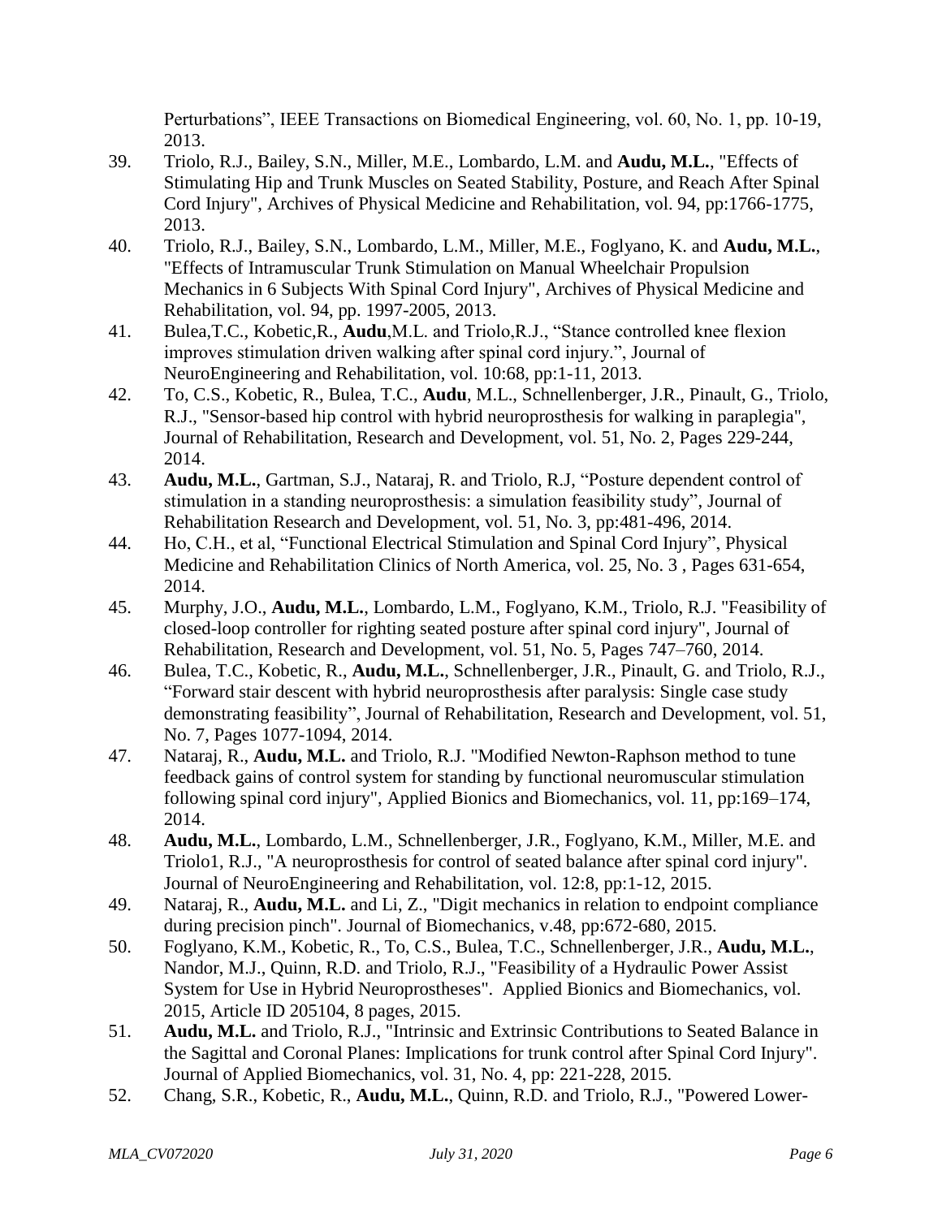Perturbations", IEEE Transactions on Biomedical Engineering, vol. 60, No. 1, pp. 10-19, 2013.

39. Triolo, R.J., Bailey, S.N., Miller, M.E., Lombardo, L.M. and **Audu, M.L.**, "Effects of Stimulating Hip and Trunk Muscles on Seated Stability, Posture, and Reach After Spinal Cord Injury", Archives of Physical Medicine and Rehabilitation, vol. 94, pp:1766-1775, 2013.
40. Triolo, R.J., Bailey, S.N., Lombardo, L.M., Miller, M.E., Foglyano, K. and **Audu, M.L.**, "Effects of Intramuscular Trunk Stimulation on Manual Wheelchair Propulsion Mechanics in 6 Subjects With Spinal Cord Injury", Archives of Physical Medicine and Rehabilitation, vol. 94, pp. 1997-2005, 2013.
41. Bulea,T.C., Kobetic,R., **Audu**,M.L. and Triolo,R.J., "Stance controlled knee flexion improves stimulation driven walking after spinal cord injury.", Journal of NeuroEngineering and Rehabilitation, vol. 10:68, pp:1-11, 2013.
42. To, C.S., Kobetic, R., Bulea, T.C., **Audu**, M.L., Schnellenberger, J.R., Pinault, G., Triolo, R.J., "Sensor-based hip control with hybrid neuroprosthesis for walking in paraplegia", Journal of Rehabilitation, Research and Development, vol. 51, No. 2, Pages 229-244, 2014.
43. **Audu, M.L.**, Gartman, S.J., Nataraj, R. and Triolo, R.J, "Posture dependent control of stimulation in a standing neuroprosthesis: a simulation feasibility study", Journal of Rehabilitation Research and Development, vol. 51, No. 3, pp:481-496, 2014.
44. Ho, C.H., et al, "Functional Electrical Stimulation and Spinal Cord Injury", Physical Medicine and Rehabilitation Clinics of North America, vol. 25, No. 3 , Pages 631-654, 2014.
45. Murphy, J.O., **Audu, M.L.**, Lombardo, L.M., Foglyano, K.M., Triolo, R.J. "Feasibility of closed-loop controller for righting seated posture after spinal cord injury", Journal of Rehabilitation, Research and Development, vol. 51, No. 5, Pages 747–760, 2014.
46. Bulea, T.C., Kobetic, R., **Audu, M.L.**, Schnellenberger, J.R., Pinault, G. and Triolo, R.J., "Forward stair descent with hybrid neuroprosthesis after paralysis: Single case study demonstrating feasibility", Journal of Rehabilitation, Research and Development, vol. 51, No. 7, Pages 1077-1094, 2014.
47. Nataraj, R., **Audu, M.L.** and Triolo, R.J. "Modified Newton-Raphson method to tune feedback gains of control system for standing by functional neuromuscular stimulation following spinal cord injury", Applied Bionics and Biomechanics, vol. 11, pp:169–174, 2014.
48. **Audu, M.L.**, Lombardo, L.M., Schnellenberger, J.R., Foglyano, K.M., Miller, M.E. and Triolo1, R.J., "A neuroprosthesis for control of seated balance after spinal cord injury". Journal of NeuroEngineering and Rehabilitation, vol. 12:8, pp:1-12, 2015.
49. Nataraj, R., **Audu, M.L.** and Li, Z., "Digit mechanics in relation to endpoint compliance during precision pinch". Journal of Biomechanics, v.48, pp:672-680, 2015.
50. Foglyano, K.M., Kobetic, R., To, C.S., Bulea, T.C., Schnellenberger, J.R., **Audu, M.L.**, Nandor, M.J., Quinn, R.D. and Triolo, R.J., "Feasibility of a Hydraulic Power Assist System for Use in Hybrid Neuroprostheses". Applied Bionics and Biomechanics, vol. 2015, Article ID 205104, 8 pages, 2015.
51. **Audu, M.L.** and Triolo, R.J., "Intrinsic and Extrinsic Contributions to Seated Balance in the Sagittal and Coronal Planes: Implications for trunk control after Spinal Cord Injury". Journal of Applied Biomechanics, vol. 31, No. 4, pp: 221-228, 2015.
52. Chang, S.R., Kobetic, R., **Audu, M.L.**, Quinn, R.D. and Triolo, R.J., "Powered Lower-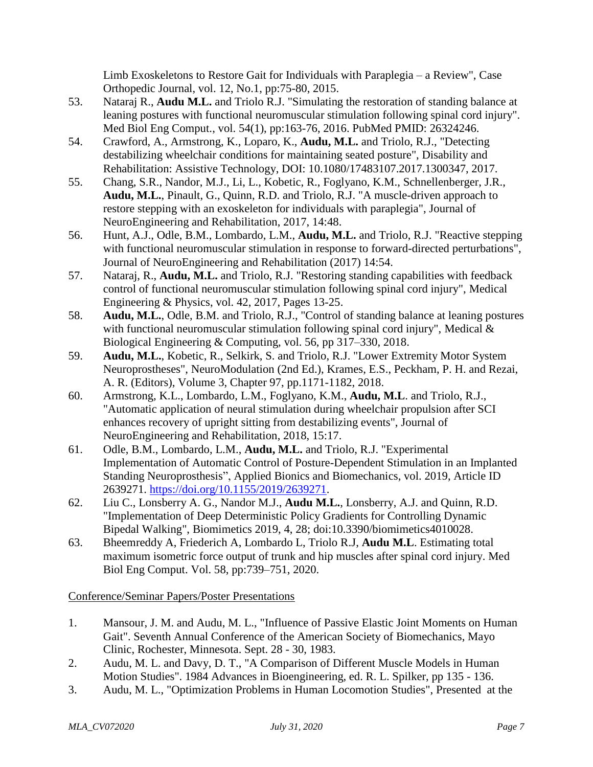Limb Exoskeletons to Restore Gait for Individuals with Paraplegia – a Review", Case Orthopedic Journal, vol. 12, No.1, pp:75-80, 2015.

53. Nataraj R., **Audu M.L.** and Triolo R.J. "Simulating the restoration of standing balance at leaning postures with functional neuromuscular stimulation following spinal cord injury". Med Biol Eng Comput., vol. 54(1), pp:163-76, 2016. PubMed PMID: 26324246.
54. Crawford, A., Armstrong, K., Loparo, K., **Audu, M.L.** and Triolo, R.J., "Detecting destabilizing wheelchair conditions for maintaining seated posture", Disability and Rehabilitation: Assistive Technology, DOI: 10.1080/17483107.2017.1300347, 2017.
55. Chang, S.R., Nandor, M.J., Li, L., Kobetic, R., Foglyano, K.M., Schnellenberger, J.R., **Audu, M.L.**, Pinault, G., Quinn, R.D. and Triolo, R.J. "A muscle-driven approach to restore stepping with an exoskeleton for individuals with paraplegia", Journal of NeuroEngineering and Rehabilitation, 2017, 14:48.
56. Hunt, A.J., Odle, B.M., Lombardo, L.M., **Audu, M.L.** and Triolo, R.J. "Reactive stepping with functional neuromuscular stimulation in response to forward-directed perturbations", Journal of NeuroEngineering and Rehabilitation (2017) 14:54.
57. Nataraj, R., **Audu, M.L.** and Triolo, R.J. "Restoring standing capabilities with feedback control of functional neuromuscular stimulation following spinal cord injury", Medical Engineering & Physics, vol. 42, 2017, Pages 13-25.
58. **Audu, M.L.**, Odle, B.M. and Triolo, R.J., "Control of standing balance at leaning postures with functional neuromuscular stimulation following spinal cord injury", Medical & Biological Engineering & Computing, vol. 56, pp 317–330, 2018.
59. **Audu, M.L.**, Kobetic, R., Selkirk, S. and Triolo, R.J. "Lower Extremity Motor System Neuroprostheses", NeuroModulation (2nd Ed.), Krames, E.S., Peckham, P. H. and Rezai, A. R. (Editors), Volume 3, Chapter 97, pp.1171-1182, 2018.
60. Armstrong, K.L., Lombardo, L.M., Foglyano, K.M., **Audu, M.L**. and Triolo, R.J., "Automatic application of neural stimulation during wheelchair propulsion after SCI enhances recovery of upright sitting from destabilizing events", Journal of NeuroEngineering and Rehabilitation, 2018, 15:17.
61. Odle, B.M., Lombardo, L.M., **Audu, M.L.** and Triolo, R.J. "Experimental Implementation of Automatic Control of Posture-Dependent Stimulation in an Implanted Standing Neuroprosthesis", Applied Bionics and Biomechanics, vol. 2019, Article ID 2639271. https://doi.org/10.1155/2019/2639271.
62. Liu C., Lonsberry A. G., Nandor M.J., **Audu M.L.**, Lonsberry, A.J. and Quinn, R.D. "Implementation of Deep Deterministic Policy Gradients for Controlling Dynamic Bipedal Walking", Biomimetics 2019, 4, 28; doi:10.3390/biomimetics4010028.
63. Bheemreddy A, Friederich A, Lombardo L, Triolo R.J, **Audu M.L**. Estimating total maximum isometric force output of trunk and hip muscles after spinal cord injury. Med Biol Eng Comput. Vol. 58, pp:739–751, 2020.

<u>Conference/Seminar Papers/Poster Presentations</u>

1. Mansour, J. M. and Audu, M. L., "Influence of Passive Elastic Joint Moments on Human Gait". Seventh Annual Conference of the American Society of Biomechanics, Mayo Clinic, Rochester, Minnesota. Sept. 28 - 30, 1983.
2. Audu, M. L. and Davy, D. T., "A Comparison of Different Muscle Models in Human Motion Studies". 1984 Advances in Bioengineering, ed. R. L. Spilker, pp 135 - 136.
3. Audu, M. L., "Optimization Problems in Human Locomotion Studies", Presented at the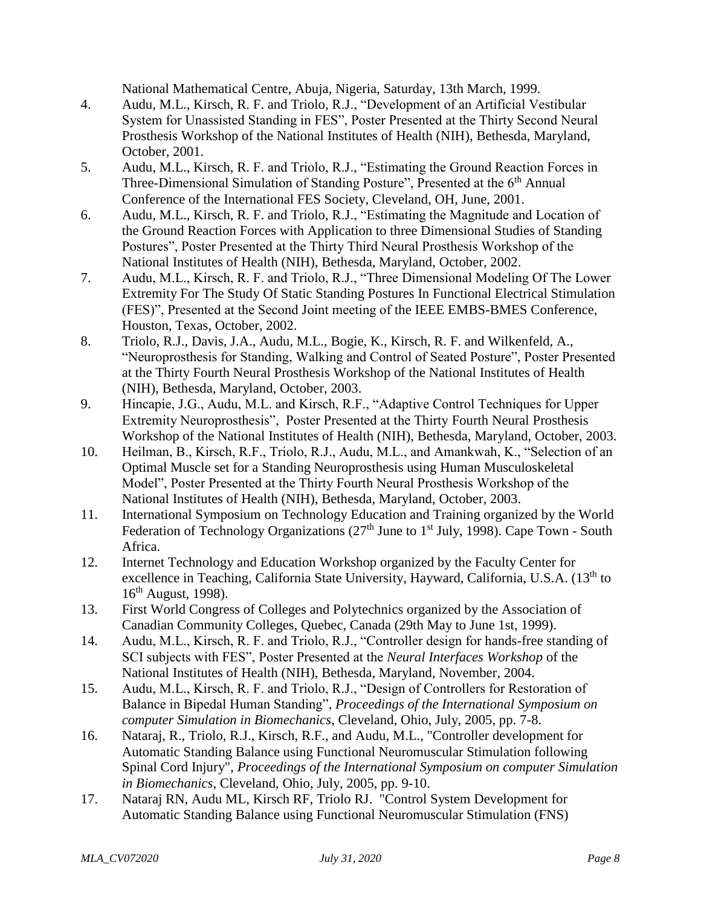National Mathematical Centre, Abuja, Nigeria, Saturday, 13th March, 1999.

4. Audu, M.L., Kirsch, R. F. and Triolo, R.J., "Development of an Artificial Vestibular System for Unassisted Standing in FES", Poster Presented at the Thirty Second Neural Prosthesis Workshop of the National Institutes of Health (NIH), Bethesda, Maryland, October, 2001.
5. Audu, M.L., Kirsch, R. F. and Triolo, R.J., "Estimating the Ground Reaction Forces in Three-Dimensional Simulation of Standing Posture", Presented at the 6th Annual Conference of the International FES Society, Cleveland, OH, June, 2001.
6. Audu, M.L., Kirsch, R. F. and Triolo, R.J., "Estimating the Magnitude and Location of the Ground Reaction Forces with Application to three Dimensional Studies of Standing Postures", Poster Presented at the Thirty Third Neural Prosthesis Workshop of the National Institutes of Health (NIH), Bethesda, Maryland, October, 2002.
7. Audu, M.L., Kirsch, R. F. and Triolo, R.J., "Three Dimensional Modeling Of The Lower Extremity For The Study Of Static Standing Postures In Functional Electrical Stimulation (FES)", Presented at the Second Joint meeting of the IEEE EMBS-BMES Conference, Houston, Texas, October, 2002.
8. Triolo, R.J., Davis, J.A., Audu, M.L., Bogie, K., Kirsch, R. F. and Wilkenfeld, A., "Neuroprosthesis for Standing, Walking and Control of Seated Posture", Poster Presented at the Thirty Fourth Neural Prosthesis Workshop of the National Institutes of Health (NIH), Bethesda, Maryland, October, 2003.
9. Hincapie, J.G., Audu, M.L. and Kirsch, R.F., "Adaptive Control Techniques for Upper Extremity Neuroprosthesis", Poster Presented at the Thirty Fourth Neural Prosthesis Workshop of the National Institutes of Health (NIH), Bethesda, Maryland, October, 2003.
10. Heilman, B., Kirsch, R.F., Triolo, R.J., Audu, M.L., and Amankwah, K., "Selection of an Optimal Muscle set for a Standing Neuroprosthesis using Human Musculoskeletal Model", Poster Presented at the Thirty Fourth Neural Prosthesis Workshop of the National Institutes of Health (NIH), Bethesda, Maryland, October, 2003.
11. International Symposium on Technology Education and Training organized by the World Federation of Technology Organizations (27th June to 1st July, 1998). Cape Town - South Africa.
12. Internet Technology and Education Workshop organized by the Faculty Center for excellence in Teaching, California State University, Hayward, California, U.S.A. (13th to 16th August, 1998).
13. First World Congress of Colleges and Polytechnics organized by the Association of Canadian Community Colleges, Quebec, Canada (29th May to June 1st, 1999).
14. Audu, M.L., Kirsch, R. F. and Triolo, R.J., "Controller design for hands-free standing of SCI subjects with FES", Poster Presented at the *Neural Interfaces Workshop* of the National Institutes of Health (NIH), Bethesda, Maryland, November, 2004.
15. Audu, M.L., Kirsch, R. F. and Triolo, R.J., "Design of Controllers for Restoration of Balance in Bipedal Human Standing", *Proceedings of the International Symposium on computer Simulation in Biomechanics*, Cleveland, Ohio, July, 2005, pp. 7-8.
16. Nataraj, R., Triolo, R.J., Kirsch, R.F., and Audu, M.L., "Controller development for Automatic Standing Balance using Functional Neuromuscular Stimulation following Spinal Cord Injury", *Proceedings of the International Symposium on computer Simulation in Biomechanics*, Cleveland, Ohio, July, 2005, pp. 9-10.
17. Nataraj RN, Audu ML, Kirsch RF, Triolo RJ. "Control System Development for Automatic Standing Balance using Functional Neuromuscular Stimulation (FNS)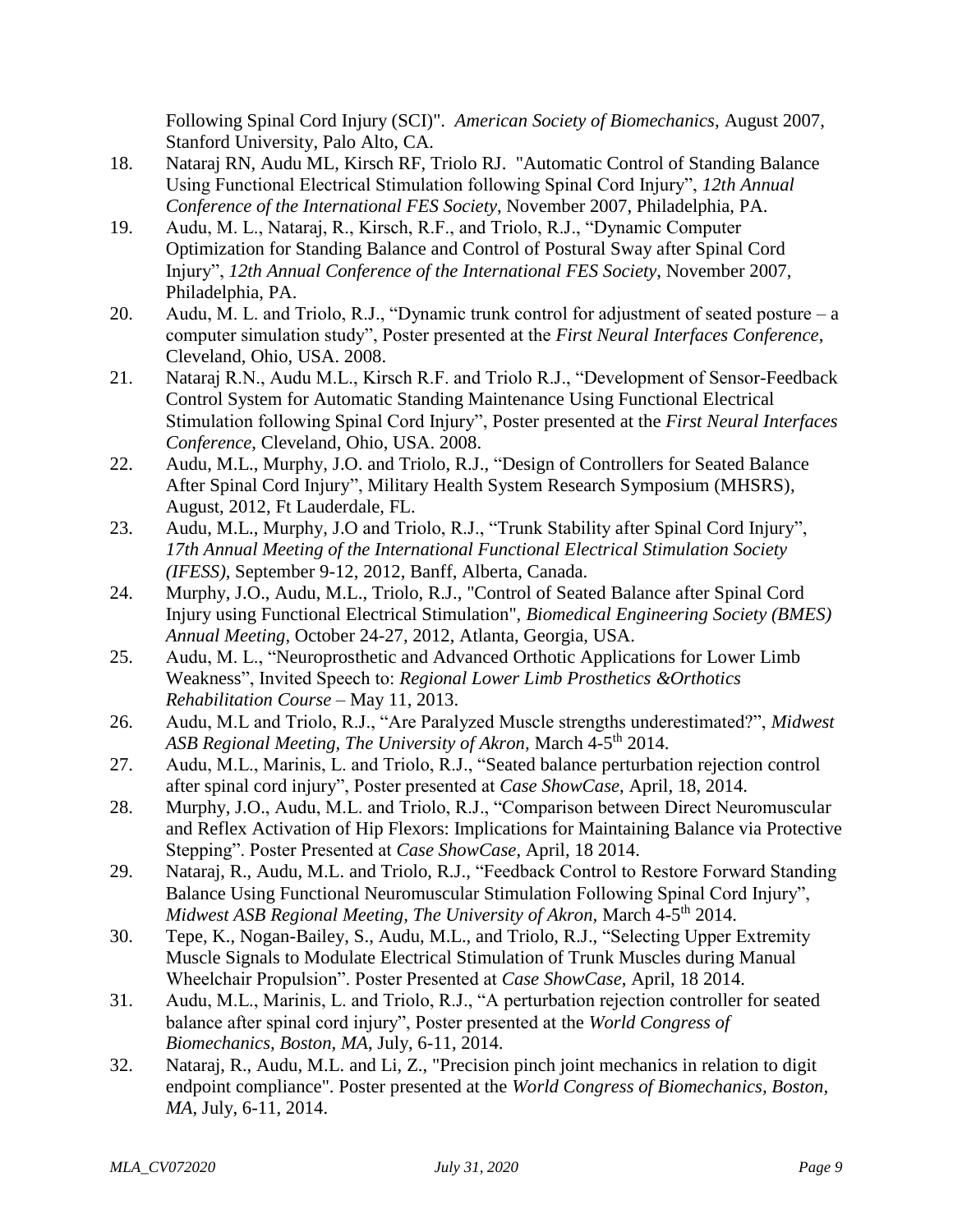Following Spinal Cord Injury (SCI)". *American Society of Biomechanics*, August 2007, Stanford University, Palo Alto, CA.

18. Nataraj RN, Audu ML, Kirsch RF, Triolo RJ. "Automatic Control of Standing Balance Using Functional Electrical Stimulation following Spinal Cord Injury", *12th Annual Conference of the International FES Society*, November 2007, Philadelphia, PA.
19. Audu, M. L., Nataraj, R., Kirsch, R.F., and Triolo, R.J., "Dynamic Computer Optimization for Standing Balance and Control of Postural Sway after Spinal Cord Injury", *12th Annual Conference of the International FES Society*, November 2007, Philadelphia, PA.
20. Audu, M. L. and Triolo, R.J., "Dynamic trunk control for adjustment of seated posture – a computer simulation study", Poster presented at the *First Neural Interfaces Conference*, Cleveland, Ohio, USA. 2008.
21. Nataraj R.N., Audu M.L., Kirsch R.F. and Triolo R.J., "Development of Sensor-Feedback Control System for Automatic Standing Maintenance Using Functional Electrical Stimulation following Spinal Cord Injury", Poster presented at the *First Neural Interfaces Conference*, Cleveland, Ohio, USA. 2008.
22. Audu, M.L., Murphy, J.O. and Triolo, R.J., "Design of Controllers for Seated Balance After Spinal Cord Injury", Military Health System Research Symposium (MHSRS), August, 2012, Ft Lauderdale, FL.
23. Audu, M.L., Murphy, J.O and Triolo, R.J., "Trunk Stability after Spinal Cord Injury", *17th Annual Meeting of the International Functional Electrical Stimulation Society (IFESS)*, September 9-12, 2012, Banff, Alberta, Canada.
24. Murphy, J.O., Audu, M.L., Triolo, R.J., "Control of Seated Balance after Spinal Cord Injury using Functional Electrical Stimulation", *Biomedical Engineering Society (BMES) Annual Meeting*, October 24-27, 2012, Atlanta, Georgia, USA.
25. Audu, M. L., "Neuroprosthetic and Advanced Orthotic Applications for Lower Limb Weakness", Invited Speech to: *Regional Lower Limb Prosthetics &Orthotics Rehabilitation Course* – May 11, 2013.
26. Audu, M.L and Triolo, R.J., "Are Paralyzed Muscle strengths underestimated?", *Midwest ASB Regional Meeting, The University of Akron*, March 4-5th 2014.
27. Audu, M.L., Marinis, L. and Triolo, R.J., "Seated balance perturbation rejection control after spinal cord injury", Poster presented at *Case ShowCase*, April, 18, 2014.
28. Murphy, J.O., Audu, M.L. and Triolo, R.J., "Comparison between Direct Neuromuscular and Reflex Activation of Hip Flexors: Implications for Maintaining Balance via Protective Stepping". Poster Presented at *Case ShowCase*, April, 18 2014.
29. Nataraj, R., Audu, M.L. and Triolo, R.J., "Feedback Control to Restore Forward Standing Balance Using Functional Neuromuscular Stimulation Following Spinal Cord Injury", *Midwest ASB Regional Meeting, The University of Akron*, March 4-5th 2014.
30. Tepe, K., Nogan-Bailey, S., Audu, M.L., and Triolo, R.J., "Selecting Upper Extremity Muscle Signals to Modulate Electrical Stimulation of Trunk Muscles during Manual Wheelchair Propulsion". Poster Presented at *Case ShowCase*, April, 18 2014.
31. Audu, M.L., Marinis, L. and Triolo, R.J., "A perturbation rejection controller for seated balance after spinal cord injury", Poster presented at the *World Congress of Biomechanics, Boston, MA*, July, 6-11, 2014.
32. Nataraj, R., Audu, M.L. and Li, Z., "Precision pinch joint mechanics in relation to digit endpoint compliance". Poster presented at the *World Congress of Biomechanics, Boston, MA*, July, 6-11, 2014.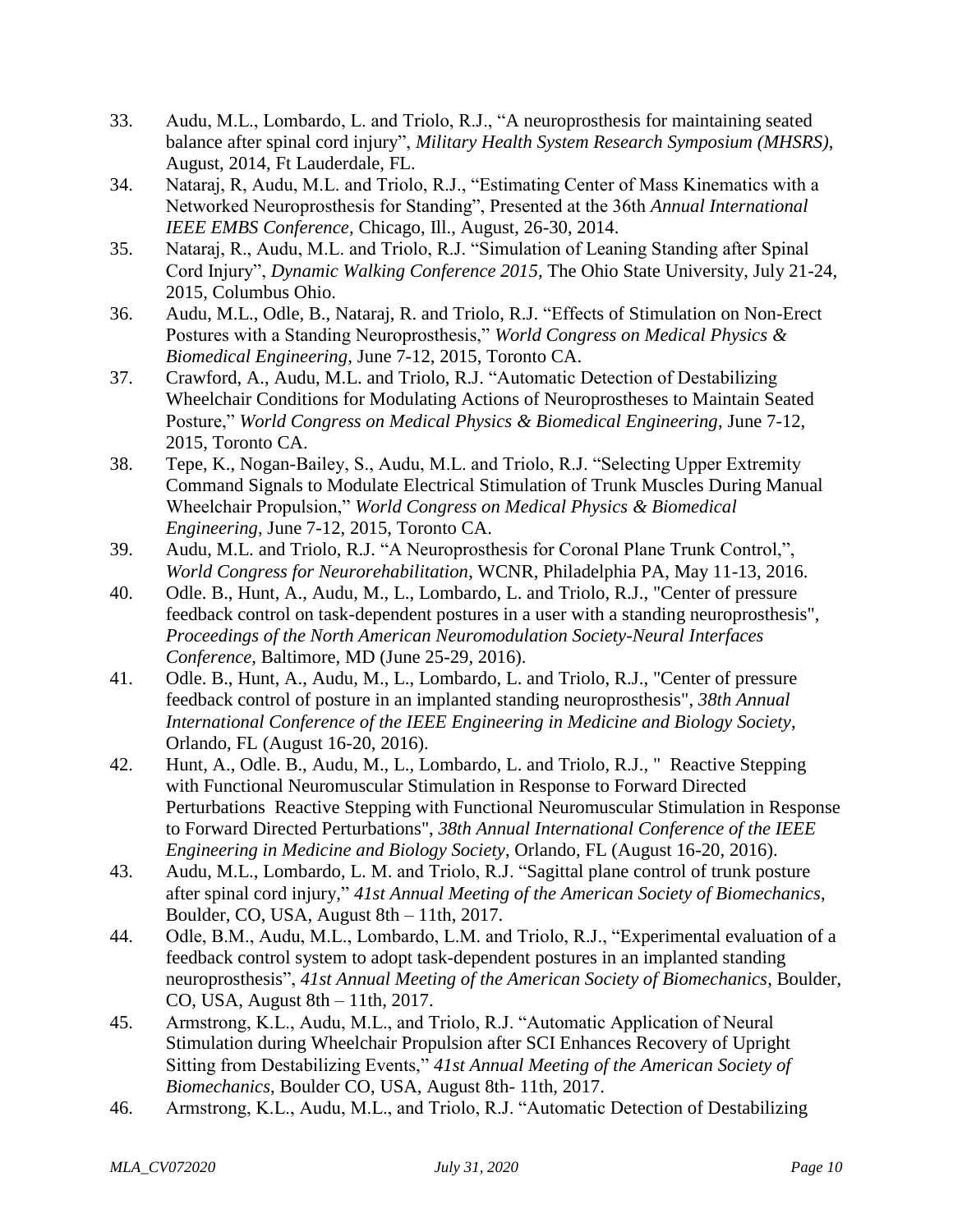33. Audu, M.L., Lombardo, L. and Triolo, R.J., "A neuroprosthesis for maintaining seated balance after spinal cord injury", *Military Health System Research Symposium (MHSRS)*, August, 2014, Ft Lauderdale, FL.
34. Nataraj, R, Audu, M.L. and Triolo, R.J., "Estimating Center of Mass Kinematics with a Networked Neuroprosthesis for Standing", Presented at the 36th *Annual International IEEE EMBS Conference*, Chicago, Ill., August, 26-30, 2014.
35. Nataraj, R., Audu, M.L. and Triolo, R.J. "Simulation of Leaning Standing after Spinal Cord Injury", *Dynamic Walking Conference 2015*, The Ohio State University, July 21-24, 2015, Columbus Ohio.
36. Audu, M.L., Odle, B., Nataraj, R. and Triolo, R.J. "Effects of Stimulation on Non-Erect Postures with a Standing Neuroprosthesis," *World Congress on Medical Physics & Biomedical Engineering*, June 7-12, 2015, Toronto CA.
37. Crawford, A., Audu, M.L. and Triolo, R.J. "Automatic Detection of Destabilizing Wheelchair Conditions for Modulating Actions of Neuroprostheses to Maintain Seated Posture," *World Congress on Medical Physics & Biomedical Engineering*, June 7-12, 2015, Toronto CA.
38. Tepe, K., Nogan-Bailey, S., Audu, M.L. and Triolo, R.J. "Selecting Upper Extremity Command Signals to Modulate Electrical Stimulation of Trunk Muscles During Manual Wheelchair Propulsion," *World Congress on Medical Physics & Biomedical Engineering*, June 7-12, 2015, Toronto CA.
39. Audu, M.L. and Triolo, R.J. "A Neuroprosthesis for Coronal Plane Trunk Control,", *World Congress for Neurorehabilitation*, WCNR, Philadelphia PA, May 11-13, 2016.
40. Odle. B., Hunt, A., Audu, M., L., Lombardo, L. and Triolo, R.J., "Center of pressure feedback control on task-dependent postures in a user with a standing neuroprosthesis", *Proceedings of the North American Neuromodulation Society-Neural Interfaces Conference*, Baltimore, MD (June 25-29, 2016).
41. Odle. B., Hunt, A., Audu, M., L., Lombardo, L. and Triolo, R.J., "Center of pressure feedback control of posture in an implanted standing neuroprosthesis", *38th Annual International Conference of the IEEE Engineering in Medicine and Biology Society*, Orlando, FL (August 16-20, 2016).
42. Hunt, A., Odle. B., Audu, M., L., Lombardo, L. and Triolo, R.J., " Reactive Stepping with Functional Neuromuscular Stimulation in Response to Forward Directed Perturbations Reactive Stepping with Functional Neuromuscular Stimulation in Response to Forward Directed Perturbations", *38th Annual International Conference of the IEEE Engineering in Medicine and Biology Society*, Orlando, FL (August 16-20, 2016).
43. Audu, M.L., Lombardo, L. M. and Triolo, R.J. "Sagittal plane control of trunk posture after spinal cord injury," *41st Annual Meeting of the American Society of Biomechanics*, Boulder, CO, USA, August 8th – 11th, 2017.
44. Odle, B.M., Audu, M.L., Lombardo, L.M. and Triolo, R.J., "Experimental evaluation of a feedback control system to adopt task-dependent postures in an implanted standing neuroprosthesis", *41st Annual Meeting of the American Society of Biomechanics*, Boulder, CO, USA, August 8th – 11th, 2017.
45. Armstrong, K.L., Audu, M.L., and Triolo, R.J. "Automatic Application of Neural Stimulation during Wheelchair Propulsion after SCI Enhances Recovery of Upright Sitting from Destabilizing Events," *41st Annual Meeting of the American Society of Biomechanics*, Boulder CO, USA, August 8th- 11th, 2017.
46. Armstrong, K.L., Audu, M.L., and Triolo, R.J. "Automatic Detection of Destabilizing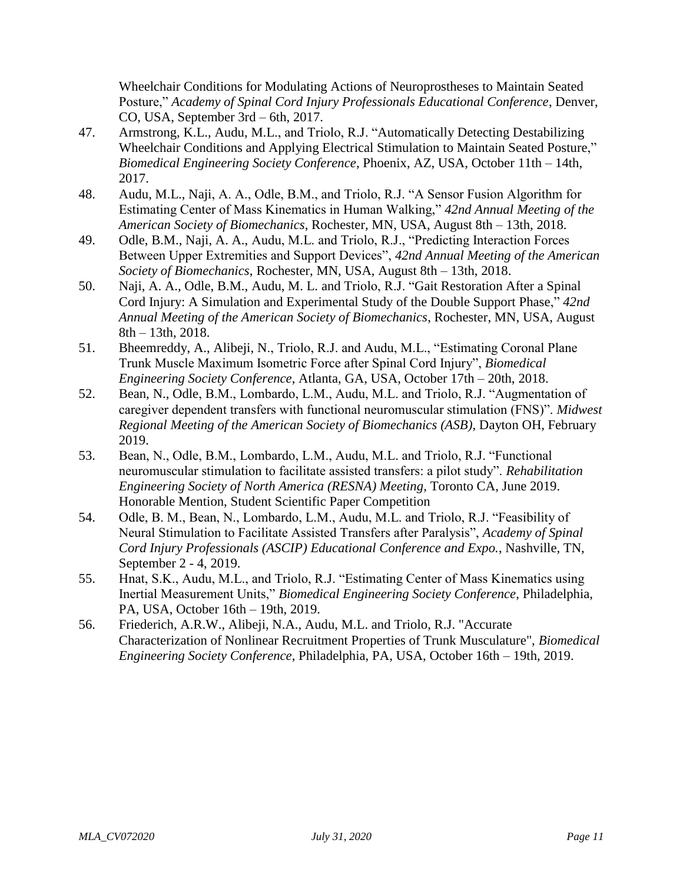Wheelchair Conditions for Modulating Actions of Neuroprostheses to Maintain Seated Posture," *Academy of Spinal Cord Injury Professionals Educational Conference*, Denver, CO, USA, September 3rd – 6th, 2017.

47. Armstrong, K.L., Audu, M.L., and Triolo, R.J. "Automatically Detecting Destabilizing Wheelchair Conditions and Applying Electrical Stimulation to Maintain Seated Posture," *Biomedical Engineering Society Conference*, Phoenix, AZ, USA, October 11th – 14th, 2017.
48. Audu, M.L., Naji, A. A., Odle, B.M., and Triolo, R.J. "A Sensor Fusion Algorithm for Estimating Center of Mass Kinematics in Human Walking," *42nd Annual Meeting of the American Society of Biomechanics*, Rochester, MN, USA, August 8th – 13th, 2018.
49. Odle, B.M., Naji, A. A., Audu, M.L. and Triolo, R.J., "Predicting Interaction Forces Between Upper Extremities and Support Devices", *42nd Annual Meeting of the American Society of Biomechanics*, Rochester, MN, USA, August 8th – 13th, 2018.
50. Naji, A. A., Odle, B.M., Audu, M. L. and Triolo, R.J. "Gait Restoration After a Spinal Cord Injury: A Simulation and Experimental Study of the Double Support Phase," *42nd Annual Meeting of the American Society of Biomechanics*, Rochester, MN, USA, August 8th – 13th, 2018.
51. Bheemreddy, A., Alibeji, N., Triolo, R.J. and Audu, M.L., "Estimating Coronal Plane Trunk Muscle Maximum Isometric Force after Spinal Cord Injury", *Biomedical Engineering Society Conference*, Atlanta, GA, USA, October 17th – 20th, 2018.
52. Bean, N., Odle, B.M., Lombardo, L.M., Audu, M.L. and Triolo, R.J. "Augmentation of caregiver dependent transfers with functional neuromuscular stimulation (FNS)". *Midwest Regional Meeting of the American Society of Biomechanics (ASB)*, Dayton OH, February 2019.
53. Bean, N., Odle, B.M., Lombardo, L.M., Audu, M.L. and Triolo, R.J. "Functional neuromuscular stimulation to facilitate assisted transfers: a pilot study". *Rehabilitation Engineering Society of North America (RESNA) Meeting*, Toronto CA, June 2019. Honorable Mention, Student Scientific Paper Competition
54. Odle, B. M., Bean, N., Lombardo, L.M., Audu, M.L. and Triolo, R.J. "Feasibility of Neural Stimulation to Facilitate Assisted Transfers after Paralysis", *Academy of Spinal Cord Injury Professionals (ASCIP) Educational Conference and Expo.*, Nashville, TN, September 2 - 4, 2019.
55. Hnat, S.K., Audu, M.L., and Triolo, R.J. "Estimating Center of Mass Kinematics using Inertial Measurement Units," *Biomedical Engineering Society Conference*, Philadelphia, PA, USA, October 16th – 19th, 2019.
56. Friederich, A.R.W., Alibeji, N.A., Audu, M.L. and Triolo, R.J. "Accurate Characterization of Nonlinear Recruitment Properties of Trunk Musculature", *Biomedical Engineering Society Conference*, Philadelphia, PA, USA, October 16th – 19th, 2019.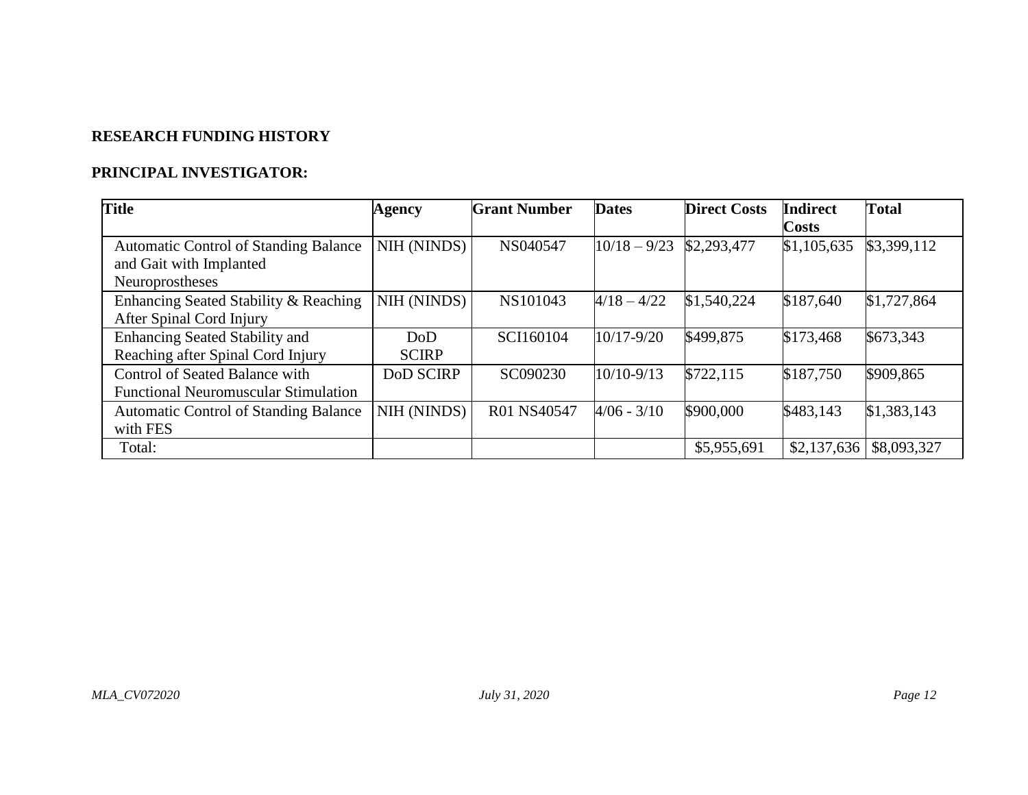**RESEARCH FUNDING HISTORY**

**PRINCIPAL INVESTIGATOR:**

| Title | Agency | Grant Number | Dates | Direct Costs | Indirect Costs | Total |
|---|---|---|---|---|---|---|
| Automatic Control of Standing Balance and Gait with Implanted Neuroprostheses | NIH (NINDS) | NS040547 | 10/18 – 9/23 | $2,293,477 | $1,105,635 | $3,399,112 |
| Enhancing Seated Stability & Reaching After Spinal Cord Injury | NIH (NINDS) | NS101043 | 4/18 – 4/22 | $1,540,224 | $187,640 | $1,727,864 |
| Enhancing Seated Stability and Reaching after Spinal Cord Injury | DoD SCIRP | SCI160104 | 10/17-9/20 | $499,875 | $173,468 | $673,343 |
| Control of Seated Balance with Functional Neuromuscular Stimulation | DoD SCIRP | SC090230 | 10/10-9/13 | $722,115 | $187,750 | $909,865 |
| Automatic Control of Standing Balance with FES | NIH (NINDS) | R01 NS40547 | 4/06 - 3/10 | $900,000 | $483,143 | $1,383,143 |
| Total: | | | | $5,955,691 | $2,137,636 | $8,093,327 |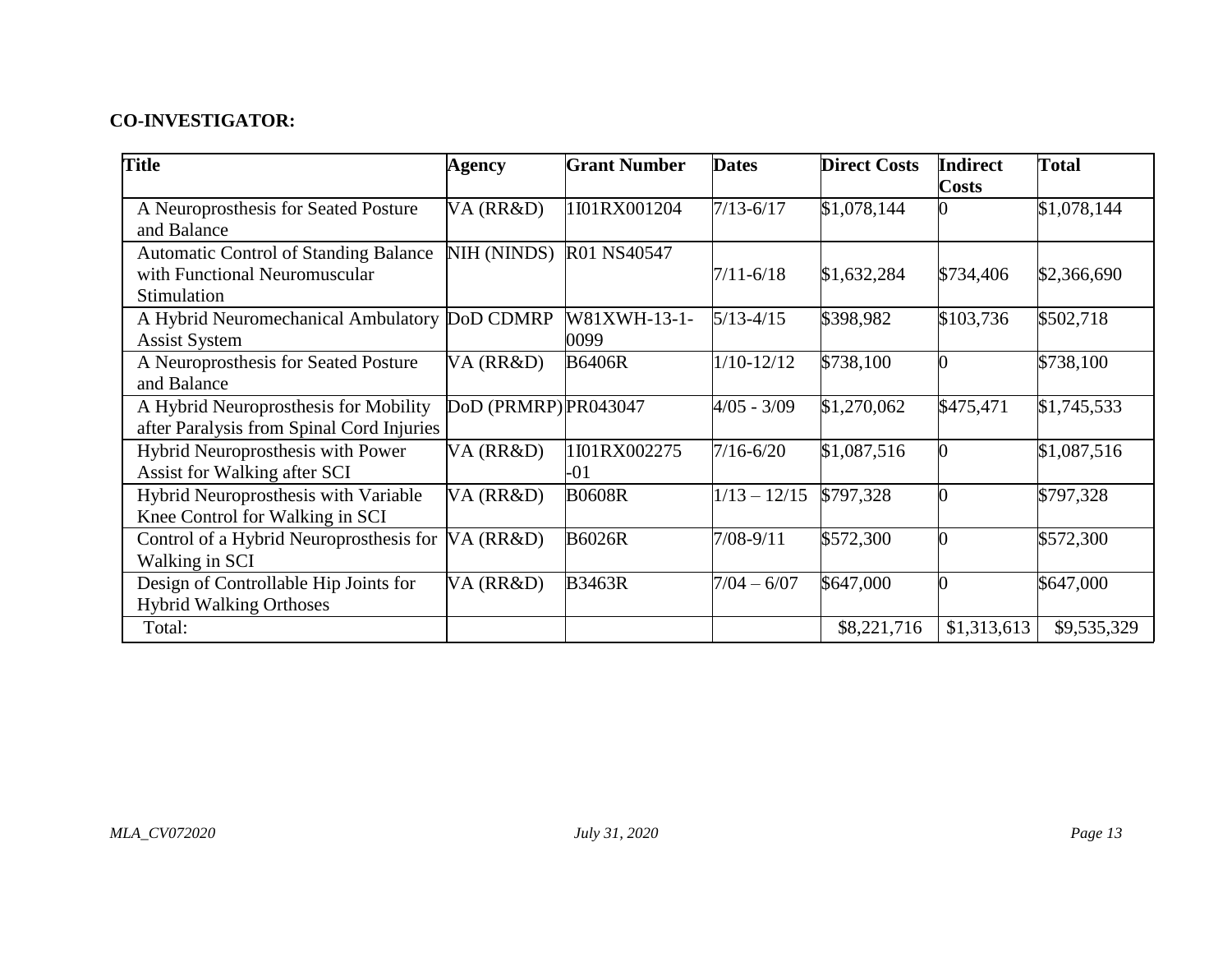**CO-INVESTIGATOR:**

| Title | Agency | Grant Number | Dates | Direct Costs | Indirect Costs | Total |
|---|---|---|---|---|---|---|
| A Neuroprosthesis for Seated Posture and Balance | VA (RR&D) | 1I01RX001204 | 7/13-6/17 | $1,078,144 | 0 | $1,078,144 |
| Automatic Control of Standing Balance with Functional Neuromuscular Stimulation | NIH (NINDS) | R01 NS40547 | 7/11-6/18 | $1,632,284 | $734,406 | $2,366,690 |
| A Hybrid Neuromechanical Ambulatory Assist System | DoD CDMRP | W81XWH-13-1-0099 | 5/13-4/15 | $398,982 | $103,736 | $502,718 |
| A Neuroprosthesis for Seated Posture and Balance | VA (RR&D) | B6406R | 1/10-12/12 | $738,100 | 0 | $738,100 |
| A Hybrid Neuroprosthesis for Mobility after Paralysis from Spinal Cord Injuries | DoD (PRMRP) | PR043047 | 4/05 - 3/09 | $1,270,062 | $475,471 | $1,745,533 |
| Hybrid Neuroprosthesis with Power Assist for Walking after SCI | VA (RR&D) | 1I01RX002275-01 | 7/16-6/20 | $1,087,516 | 0 | $1,087,516 |
| Hybrid Neuroprosthesis with Variable Knee Control for Walking in SCI | VA (RR&D) | B0608R | 1/13 – 12/15 | $797,328 | 0 | $797,328 |
| Control of a Hybrid Neuroprosthesis for Walking in SCI | VA (RR&D) | B6026R | 7/08-9/11 | $572,300 | 0 | $572,300 |
| Design of Controllable Hip Joints for Hybrid Walking Orthoses | VA (RR&D) | B3463R | 7/04 – 6/07 | $647,000 | 0 | $647,000 |
| Total: | | | | $8,221,716 | $1,313,613 | $9,535,329 |